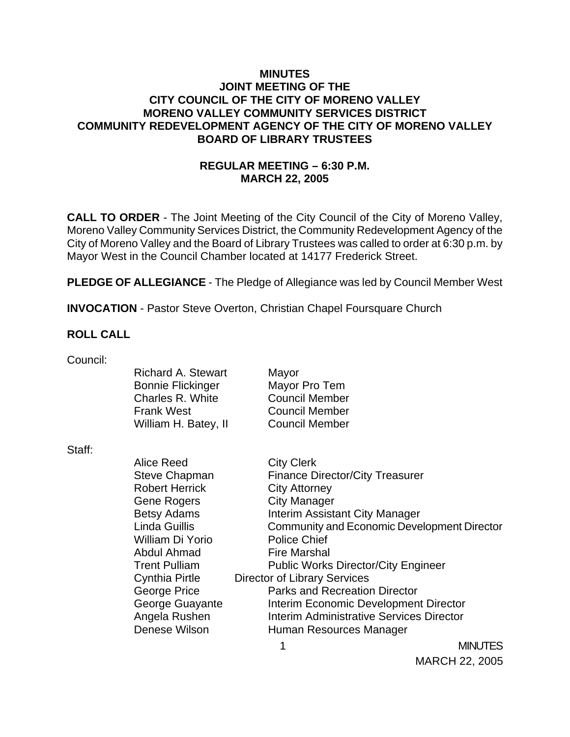**MINUTES**
**JOINT MEETING OF THE**
**CITY COUNCIL OF THE CITY OF MORENO VALLEY**
**MORENO VALLEY COMMUNITY SERVICES DISTRICT**
**COMMUNITY REDEVELOPMENT AGENCY OF THE CITY OF MORENO VALLEY**
**BOARD OF LIBRARY TRUSTEES**

**REGULAR MEETING – 6:30 P.M.**
**MARCH 22, 2005**

**CALL TO ORDER** - The Joint Meeting of the City Council of the City of Moreno Valley, Moreno Valley Community Services District, the Community Redevelopment Agency of the City of Moreno Valley and the Board of Library Trustees was called to order at 6:30 p.m. by Mayor West in the Council Chamber located at 14177 Frederick Street.

**PLEDGE OF ALLEGIANCE** - The Pledge of Allegiance was led by Council Member West

**INVOCATION** - Pastor Steve Overton, Christian Chapel Foursquare Church

**ROLL CALL**

Council:

| | |
|---|---|
| Richard A. Stewart | Mayor |
| Bonnie Flickinger | Mayor Pro Tem |
| Charles R. White | Council Member |
| Frank West | Council Member |
| William H. Batey, II | Council Member |

Staff:

| | |
|---|---|
| Alice Reed | City Clerk |
| Steve Chapman | Finance Director/City Treasurer |
| Robert Herrick | City Attorney |
| Gene Rogers | City Manager |
| Betsy Adams | Interim Assistant City Manager |
| Linda Guillis | Community and Economic Development Director |
| William Di Yorio | Police Chief |
| Abdul Ahmad | Fire Marshal |
| Trent Pulliam | Public Works Director/City Engineer |
| Cynthia Pirtle | Director of Library Services |
| George Price | Parks and Recreation Director |
| George Guayante | Interim Economic Development Director |
| Angela Rushen | Interim Administrative Services Director |
| Denese Wilson | Human Resources Manager |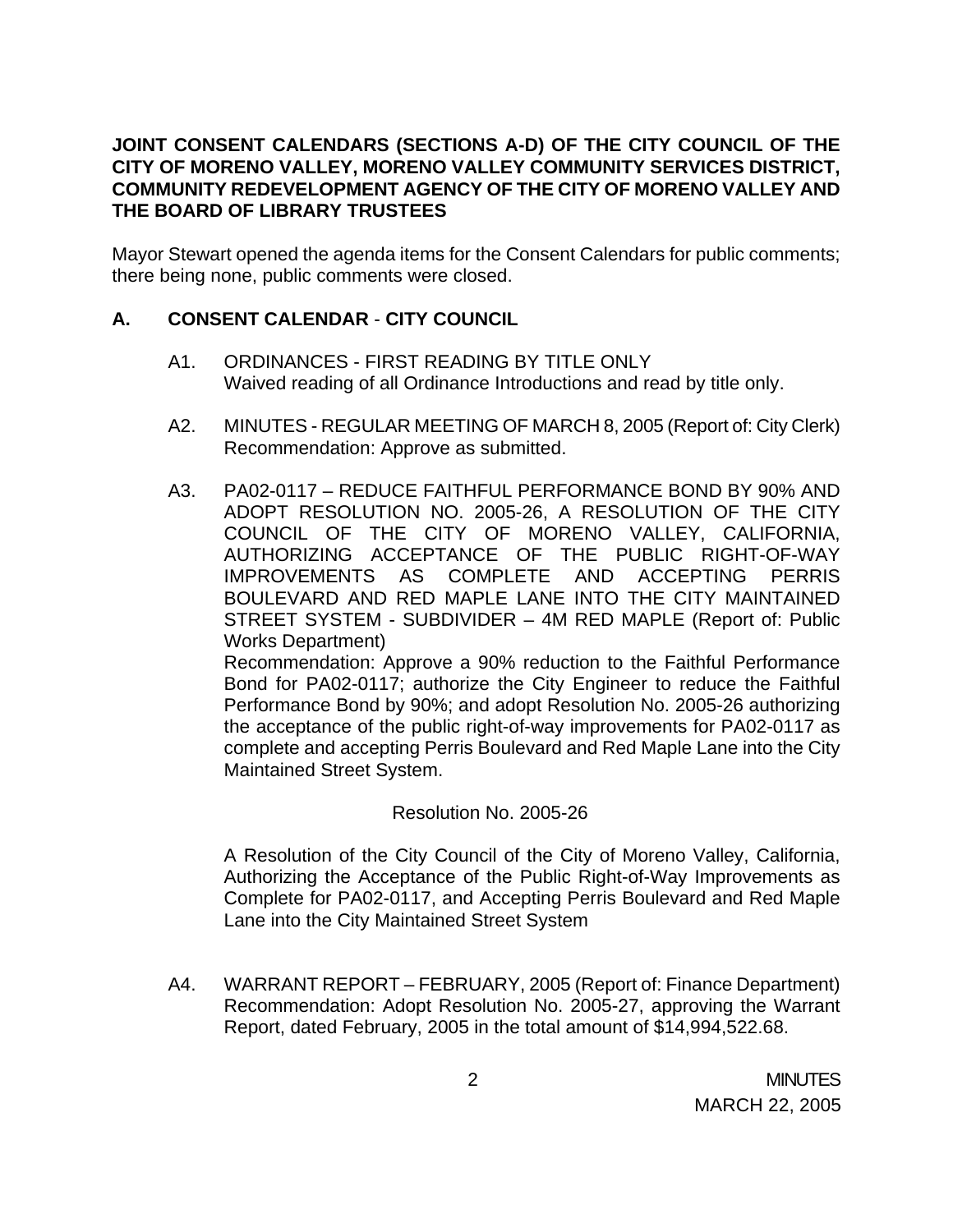**JOINT CONSENT CALENDARS (SECTIONS A-D) OF THE CITY COUNCIL OF THE CITY OF MORENO VALLEY, MORENO VALLEY COMMUNITY SERVICES DISTRICT, COMMUNITY REDEVELOPMENT AGENCY OF THE CITY OF MORENO VALLEY AND THE BOARD OF LIBRARY TRUSTEES**

Mayor Stewart opened the agenda items for the Consent Calendars for public comments; there being none, public comments were closed.

## A. CONSENT CALENDAR - CITY COUNCIL

A1. ORDINANCES - FIRST READING BY TITLE ONLY
Waived reading of all Ordinance Introductions and read by title only.

A2. MINUTES - REGULAR MEETING OF MARCH 8, 2005 (Report of: City Clerk)
Recommendation: Approve as submitted.

A3. PA02-0117 – REDUCE FAITHFUL PERFORMANCE BOND BY 90% AND ADOPT RESOLUTION NO. 2005-26, A RESOLUTION OF THE CITY COUNCIL OF THE CITY OF MORENO VALLEY, CALIFORNIA, AUTHORIZING ACCEPTANCE OF THE PUBLIC RIGHT-OF-WAY IMPROVEMENTS AS COMPLETE AND ACCEPTING PERRIS BOULEVARD AND RED MAPLE LANE INTO THE CITY MAINTAINED STREET SYSTEM - SUBDIVIDER – 4M RED MAPLE (Report of: Public Works Department)
Recommendation: Approve a 90% reduction to the Faithful Performance Bond for PA02-0117; authorize the City Engineer to reduce the Faithful Performance Bond by 90%; and adopt Resolution No. 2005-26 authorizing the acceptance of the public right-of-way improvements for PA02-0117 as complete and accepting Perris Boulevard and Red Maple Lane into the City Maintained Street System.

Resolution No. 2005-26

A Resolution of the City Council of the City of Moreno Valley, California, Authorizing the Acceptance of the Public Right-of-Way Improvements as Complete for PA02-0117, and Accepting Perris Boulevard and Red Maple Lane into the City Maintained Street System

A4. WARRANT REPORT – FEBRUARY, 2005 (Report of: Finance Department)
Recommendation: Adopt Resolution No. 2005-27, approving the Warrant Report, dated February, 2005 in the total amount of $14,994,522.68.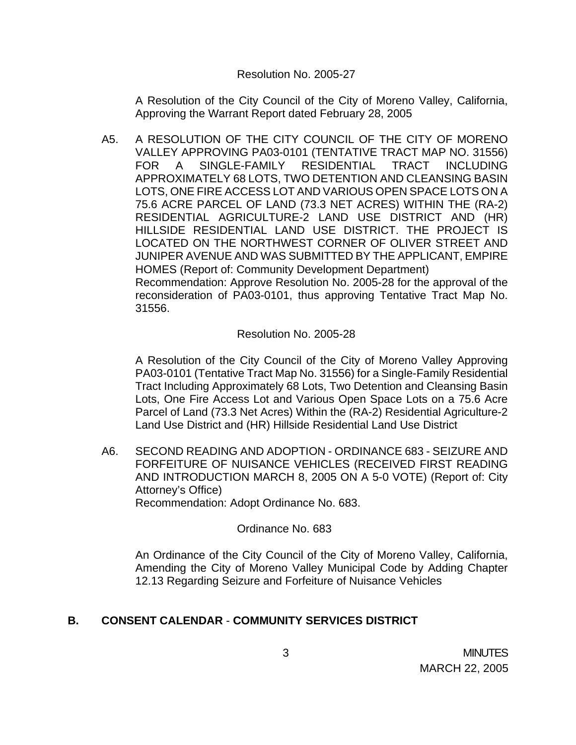Resolution No. 2005-27

A Resolution of the City Council of the City of Moreno Valley, California, Approving the Warrant Report dated February 28, 2005

A5. A RESOLUTION OF THE CITY COUNCIL OF THE CITY OF MORENO VALLEY APPROVING PA03-0101 (TENTATIVE TRACT MAP NO. 31556) FOR A SINGLE-FAMILY RESIDENTIAL TRACT INCLUDING APPROXIMATELY 68 LOTS, TWO DETENTION AND CLEANSING BASIN LOTS, ONE FIRE ACCESS LOT AND VARIOUS OPEN SPACE LOTS ON A 75.6 ACRE PARCEL OF LAND (73.3 NET ACRES) WITHIN THE (RA-2) RESIDENTIAL AGRICULTURE-2 LAND USE DISTRICT AND (HR) HILLSIDE RESIDENTIAL LAND USE DISTRICT. THE PROJECT IS LOCATED ON THE NORTHWEST CORNER OF OLIVER STREET AND JUNIPER AVENUE AND WAS SUBMITTED BY THE APPLICANT, EMPIRE HOMES (Report of: Community Development Department)
Recommendation: Approve Resolution No. 2005-28 for the approval of the reconsideration of PA03-0101, thus approving Tentative Tract Map No. 31556.

Resolution No. 2005-28

A Resolution of the City Council of the City of Moreno Valley Approving PA03-0101 (Tentative Tract Map No. 31556) for a Single-Family Residential Tract Including Approximately 68 Lots, Two Detention and Cleansing Basin Lots, One Fire Access Lot and Various Open Space Lots on a 75.6 Acre Parcel of Land (73.3 Net Acres) Within the (RA-2) Residential Agriculture-2 Land Use District and (HR) Hillside Residential Land Use District

A6. SECOND READING AND ADOPTION - ORDINANCE 683 - SEIZURE AND FORFEITURE OF NUISANCE VEHICLES (RECEIVED FIRST READING AND INTRODUCTION MARCH 8, 2005 ON A 5-0 VOTE) (Report of: City Attorney's Office)
Recommendation: Adopt Ordinance No. 683.

Ordinance No. 683

An Ordinance of the City Council of the City of Moreno Valley, California, Amending the City of Moreno Valley Municipal Code by Adding Chapter 12.13 Regarding Seizure and Forfeiture of Nuisance Vehicles

## B. CONSENT CALENDAR - COMMUNITY SERVICES DISTRICT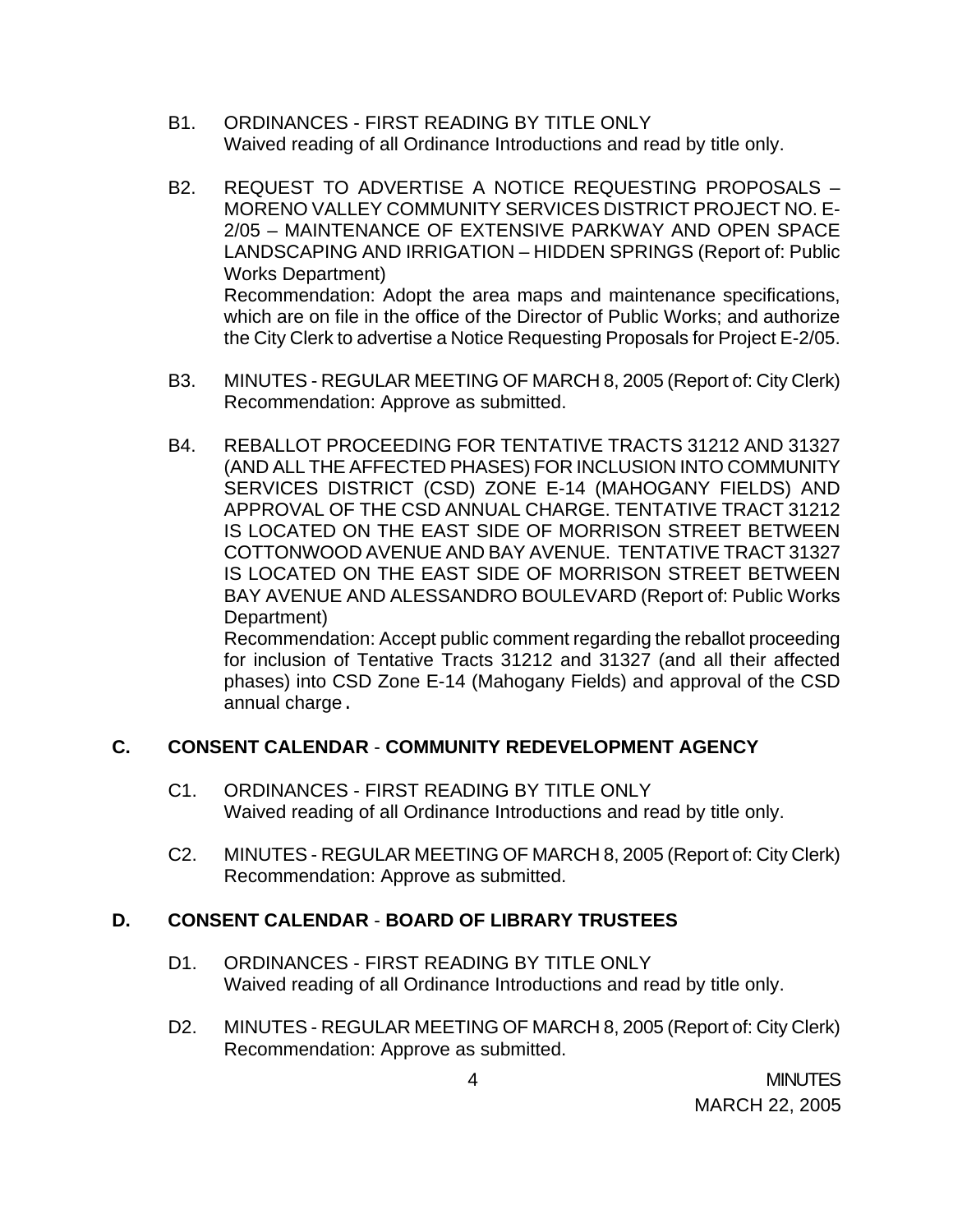B1. ORDINANCES - FIRST READING BY TITLE ONLY
Waived reading of all Ordinance Introductions and read by title only.

B2. REQUEST TO ADVERTISE A NOTICE REQUESTING PROPOSALS – MORENO VALLEY COMMUNITY SERVICES DISTRICT PROJECT NO. E-2/05 – MAINTENANCE OF EXTENSIVE PARKWAY AND OPEN SPACE LANDSCAPING AND IRRIGATION – HIDDEN SPRINGS (Report of: Public Works Department)
Recommendation: Adopt the area maps and maintenance specifications, which are on file in the office of the Director of Public Works; and authorize the City Clerk to advertise a Notice Requesting Proposals for Project E-2/05.

B3. MINUTES - REGULAR MEETING OF MARCH 8, 2005 (Report of: City Clerk)
Recommendation: Approve as submitted.

B4. REBALLOT PROCEEDING FOR TENTATIVE TRACTS 31212 AND 31327 (AND ALL THE AFFECTED PHASES) FOR INCLUSION INTO COMMUNITY SERVICES DISTRICT (CSD) ZONE E-14 (MAHOGANY FIELDS) AND APPROVAL OF THE CSD ANNUAL CHARGE. TENTATIVE TRACT 31212 IS LOCATED ON THE EAST SIDE OF MORRISON STREET BETWEEN COTTONWOOD AVENUE AND BAY AVENUE. TENTATIVE TRACT 31327 IS LOCATED ON THE EAST SIDE OF MORRISON STREET BETWEEN BAY AVENUE AND ALESSANDRO BOULEVARD (Report of: Public Works Department)
Recommendation: Accept public comment regarding the reballot proceeding for inclusion of Tentative Tracts 31212 and 31327 (and all their affected phases) into CSD Zone E-14 (Mahogany Fields) and approval of the CSD annual charge.

## C. CONSENT CALENDAR - COMMUNITY REDEVELOPMENT AGENCY

C1. ORDINANCES - FIRST READING BY TITLE ONLY
Waived reading of all Ordinance Introductions and read by title only.

C2. MINUTES - REGULAR MEETING OF MARCH 8, 2005 (Report of: City Clerk)
Recommendation: Approve as submitted.

## D. CONSENT CALENDAR - BOARD OF LIBRARY TRUSTEES

D1. ORDINANCES - FIRST READING BY TITLE ONLY
Waived reading of all Ordinance Introductions and read by title only.

D2. MINUTES - REGULAR MEETING OF MARCH 8, 2005 (Report of: City Clerk)
Recommendation: Approve as submitted.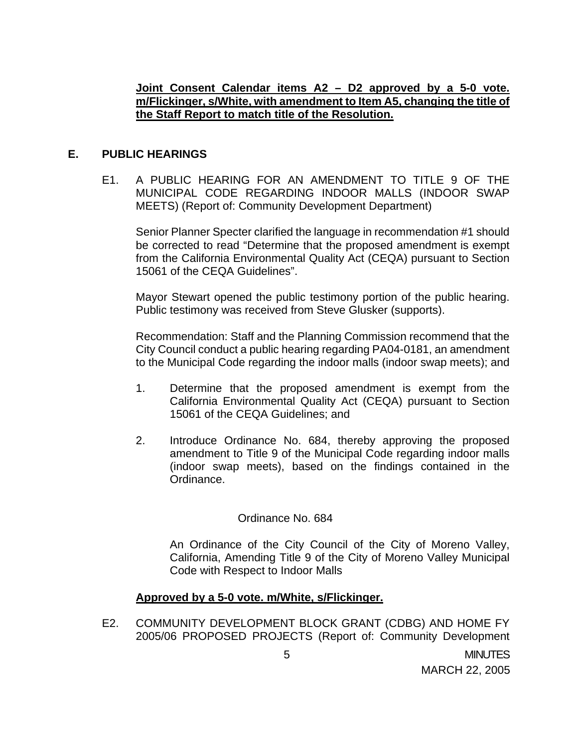**Joint Consent Calendar items A2 – D2 approved by a 5-0 vote. m/Flickinger, s/White, with amendment to Item A5, changing the title of the Staff Report to match title of the Resolution.**

## E. PUBLIC HEARINGS

E1. A PUBLIC HEARING FOR AN AMENDMENT TO TITLE 9 OF THE MUNICIPAL CODE REGARDING INDOOR MALLS (INDOOR SWAP MEETS) (Report of: Community Development Department)

Senior Planner Specter clarified the language in recommendation #1 should be corrected to read "Determine that the proposed amendment is exempt from the California Environmental Quality Act (CEQA) pursuant to Section 15061 of the CEQA Guidelines".

Mayor Stewart opened the public testimony portion of the public hearing. Public testimony was received from Steve Glusker (supports).

Recommendation: Staff and the Planning Commission recommend that the City Council conduct a public hearing regarding PA04-0181, an amendment to the Municipal Code regarding the indoor malls (indoor swap meets); and

1. Determine that the proposed amendment is exempt from the California Environmental Quality Act (CEQA) pursuant to Section 15061 of the CEQA Guidelines; and

2. Introduce Ordinance No. 684, thereby approving the proposed amendment to Title 9 of the Municipal Code regarding indoor malls (indoor swap meets), based on the findings contained in the Ordinance.

Ordinance No. 684

An Ordinance of the City Council of the City of Moreno Valley, California, Amending Title 9 of the City of Moreno Valley Municipal Code with Respect to Indoor Malls

**Approved by a 5-0 vote. m/White, s/Flickinger.**

E2. COMMUNITY DEVELOPMENT BLOCK GRANT (CDBG) AND HOME FY 2005/06 PROPOSED PROJECTS (Report of: Community Development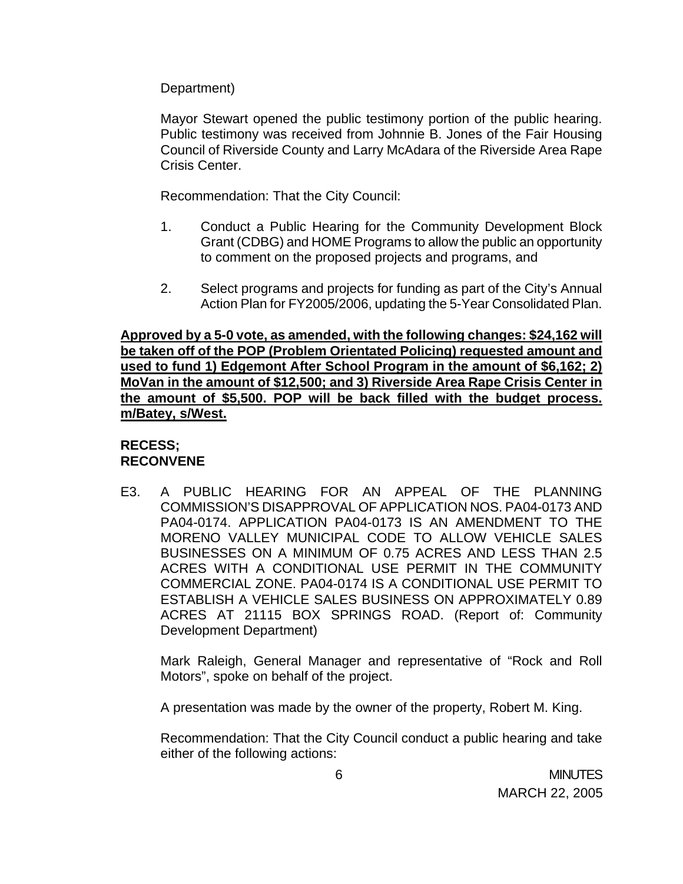Department)

Mayor Stewart opened the public testimony portion of the public hearing. Public testimony was received from Johnnie B. Jones of the Fair Housing Council of Riverside County and Larry McAdara of the Riverside Area Rape Crisis Center.

Recommendation: That the City Council:

1. Conduct a Public Hearing for the Community Development Block Grant (CDBG) and HOME Programs to allow the public an opportunity to comment on the proposed projects and programs, and

2. Select programs and projects for funding as part of the City's Annual Action Plan for FY2005/2006, updating the 5-Year Consolidated Plan.

**Approved by a 5-0 vote, as amended, with the following changes: $24,162 will be taken off of the POP (Problem Orientated Policing) requested amount and used to fund 1) Edgemont After School Program in the amount of $6,162; 2) MoVan in the amount of $12,500; and 3) Riverside Area Rape Crisis Center in the amount of $5,500. POP will be back filled with the budget process. m/Batey, s/West.**

**RECESS; RECONVENE**

E3. A PUBLIC HEARING FOR AN APPEAL OF THE PLANNING COMMISSION'S DISAPPROVAL OF APPLICATION NOS. PA04-0173 AND PA04-0174. APPLICATION PA04-0173 IS AN AMENDMENT TO THE MORENO VALLEY MUNICIPAL CODE TO ALLOW VEHICLE SALES BUSINESSES ON A MINIMUM OF 0.75 ACRES AND LESS THAN 2.5 ACRES WITH A CONDITIONAL USE PERMIT IN THE COMMUNITY COMMERCIAL ZONE. PA04-0174 IS A CONDITIONAL USE PERMIT TO ESTABLISH A VEHICLE SALES BUSINESS ON APPROXIMATELY 0.89 ACRES AT 21115 BOX SPRINGS ROAD. (Report of: Community Development Department)

Mark Raleigh, General Manager and representative of "Rock and Roll Motors", spoke on behalf of the project.

A presentation was made by the owner of the property, Robert M. King.

Recommendation: That the City Council conduct a public hearing and take either of the following actions: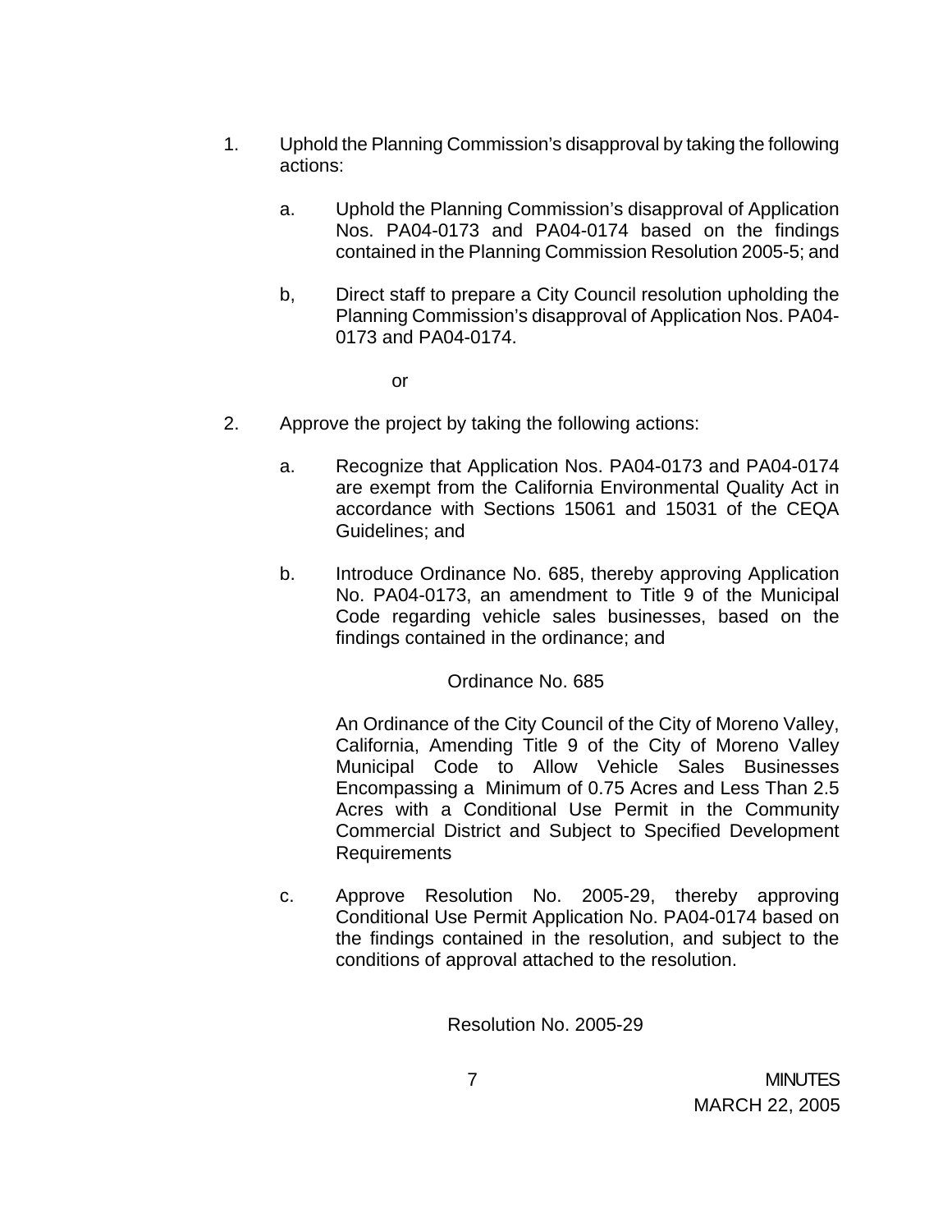1. Uphold the Planning Commission's disapproval by taking the following actions:

   a. Uphold the Planning Commission's disapproval of Application Nos. PA04-0173 and PA04-0174 based on the findings contained in the Planning Commission Resolution 2005-5; and

   b, Direct staff to prepare a City Council resolution upholding the Planning Commission's disapproval of Application Nos. PA04-0173 and PA04-0174.

   or

2. Approve the project by taking the following actions:

   a. Recognize that Application Nos. PA04-0173 and PA04-0174 are exempt from the California Environmental Quality Act in accordance with Sections 15061 and 15031 of the CEQA Guidelines; and

   b. Introduce Ordinance No. 685, thereby approving Application No. PA04-0173, an amendment to Title 9 of the Municipal Code regarding vehicle sales businesses, based on the findings contained in the ordinance; and

   Ordinance No. 685

   An Ordinance of the City Council of the City of Moreno Valley, California, Amending Title 9 of the City of Moreno Valley Municipal Code to Allow Vehicle Sales Businesses Encompassing a Minimum of 0.75 Acres and Less Than 2.5 Acres with a Conditional Use Permit in the Community Commercial District and Subject to Specified Development Requirements

   c. Approve Resolution No. 2005-29, thereby approving Conditional Use Permit Application No. PA04-0174 based on the findings contained in the resolution, and subject to the conditions of approval attached to the resolution.

   Resolution No. 2005-29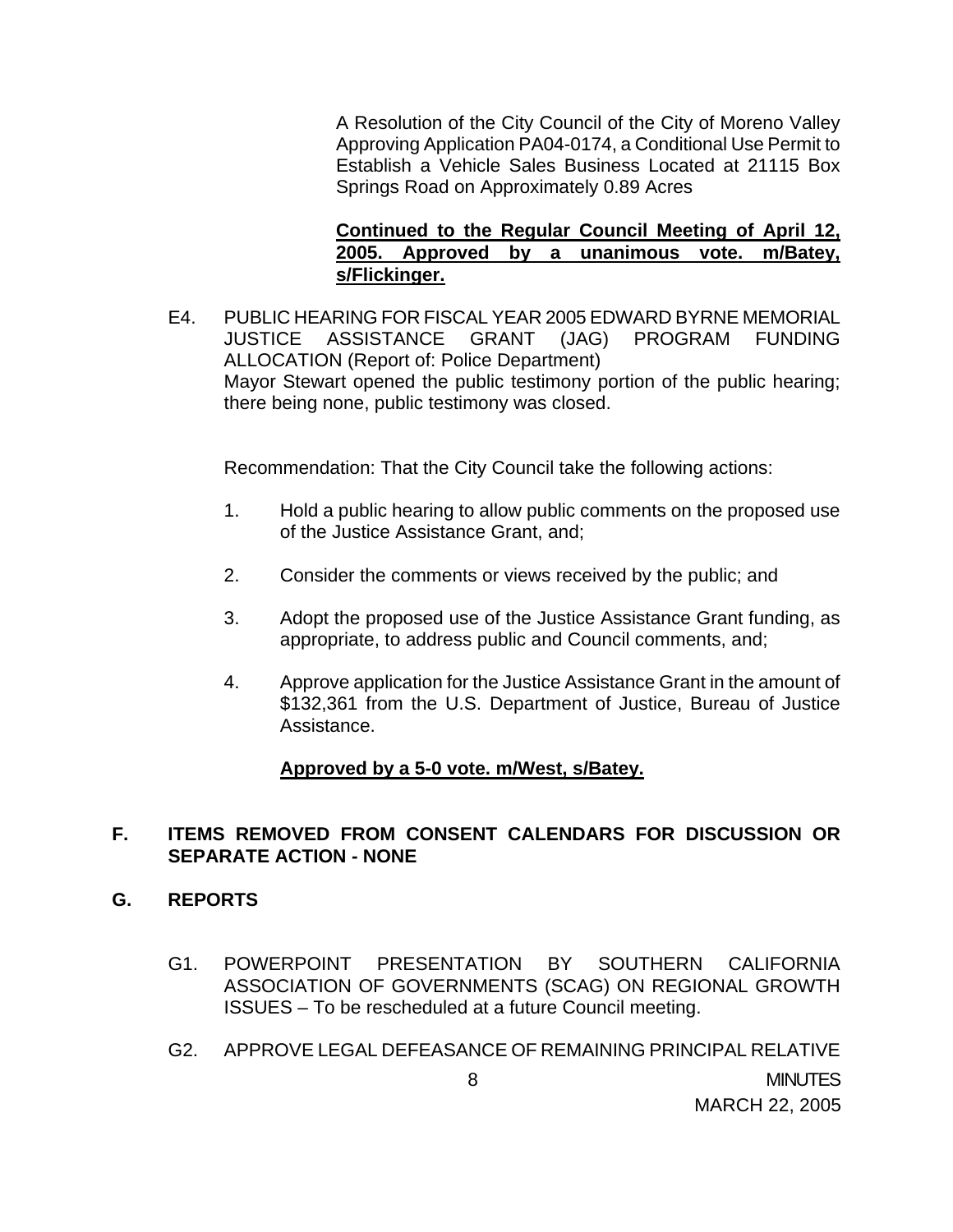A Resolution of the City Council of the City of Moreno Valley Approving Application PA04-0174, a Conditional Use Permit to Establish a Vehicle Sales Business Located at 21115 Box Springs Road on Approximately 0.89 Acres

**Continued to the Regular Council Meeting of April 12, 2005. Approved by a unanimous vote. m/Batey, s/Flickinger.**

E4. PUBLIC HEARING FOR FISCAL YEAR 2005 EDWARD BYRNE MEMORIAL JUSTICE ASSISTANCE GRANT (JAG) PROGRAM FUNDING ALLOCATION (Report of: Police Department)
Mayor Stewart opened the public testimony portion of the public hearing; there being none, public testimony was closed.

Recommendation: That the City Council take the following actions:

1. Hold a public hearing to allow public comments on the proposed use of the Justice Assistance Grant, and;

2. Consider the comments or views received by the public; and

3. Adopt the proposed use of the Justice Assistance Grant funding, as appropriate, to address public and Council comments, and;

4. Approve application for the Justice Assistance Grant in the amount of $132,361 from the U.S. Department of Justice, Bureau of Justice Assistance.

**Approved by a 5-0 vote. m/West, s/Batey.**

## F. ITEMS REMOVED FROM CONSENT CALENDARS FOR DISCUSSION OR SEPARATE ACTION - NONE

## G. REPORTS

G1. POWERPOINT PRESENTATION BY SOUTHERN CALIFORNIA ASSOCIATION OF GOVERNMENTS (SCAG) ON REGIONAL GROWTH ISSUES – To be rescheduled at a future Council meeting.

G2. APPROVE LEGAL DEFEASANCE OF REMAINING PRINCIPAL RELATIVE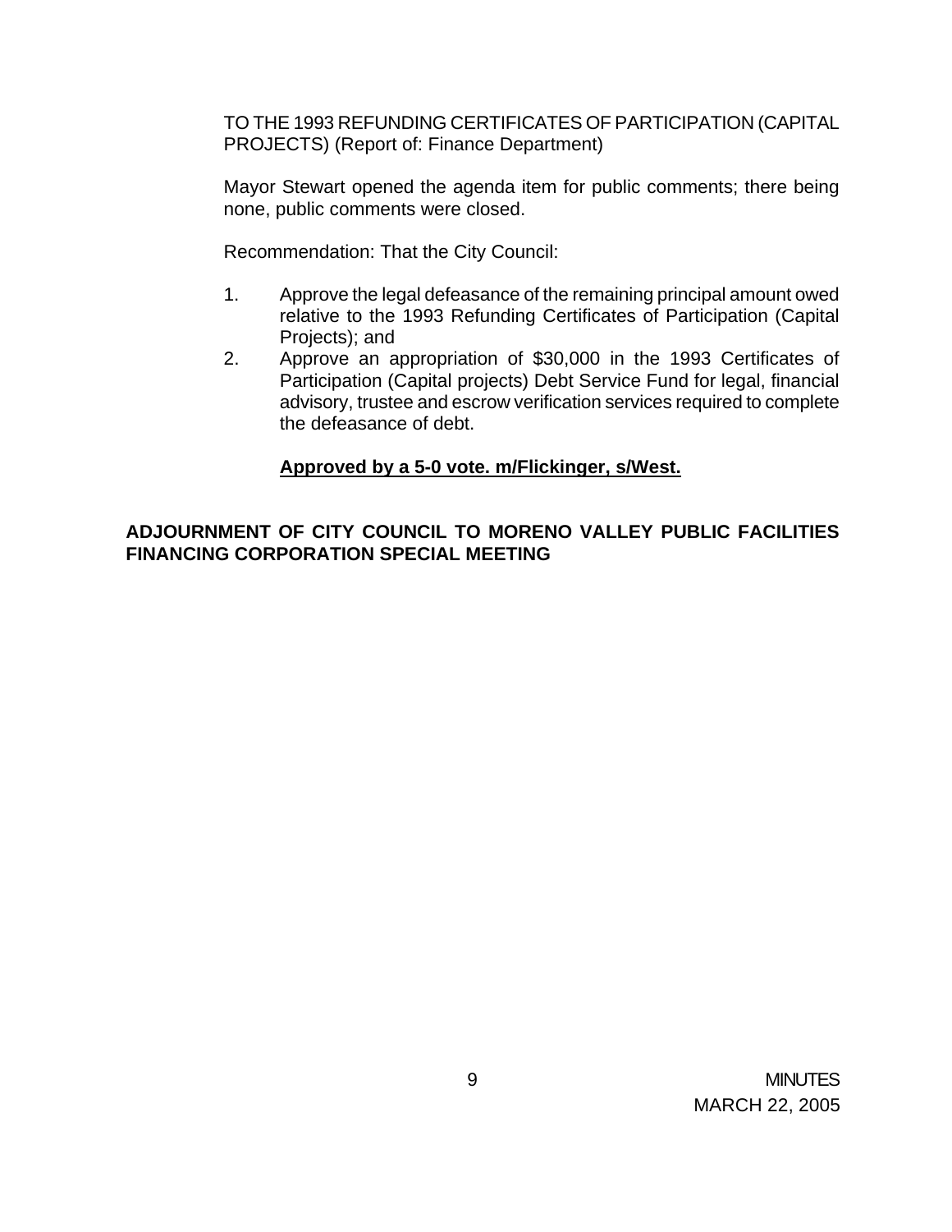TO THE 1993 REFUNDING CERTIFICATES OF PARTICIPATION (CAPITAL PROJECTS) (Report of: Finance Department)

Mayor Stewart opened the agenda item for public comments; there being none, public comments were closed.

Recommendation: That the City Council:

1. Approve the legal defeasance of the remaining principal amount owed relative to the 1993 Refunding Certificates of Participation (Capital Projects); and
2. Approve an appropriation of $30,000 in the 1993 Certificates of Participation (Capital projects) Debt Service Fund for legal, financial advisory, trustee and escrow verification services required to complete the defeasance of debt.

**Approved by a 5-0 vote. m/Flickinger, s/West.**

**ADJOURNMENT OF CITY COUNCIL TO MORENO VALLEY PUBLIC FACILITIES FINANCING CORPORATION SPECIAL MEETING**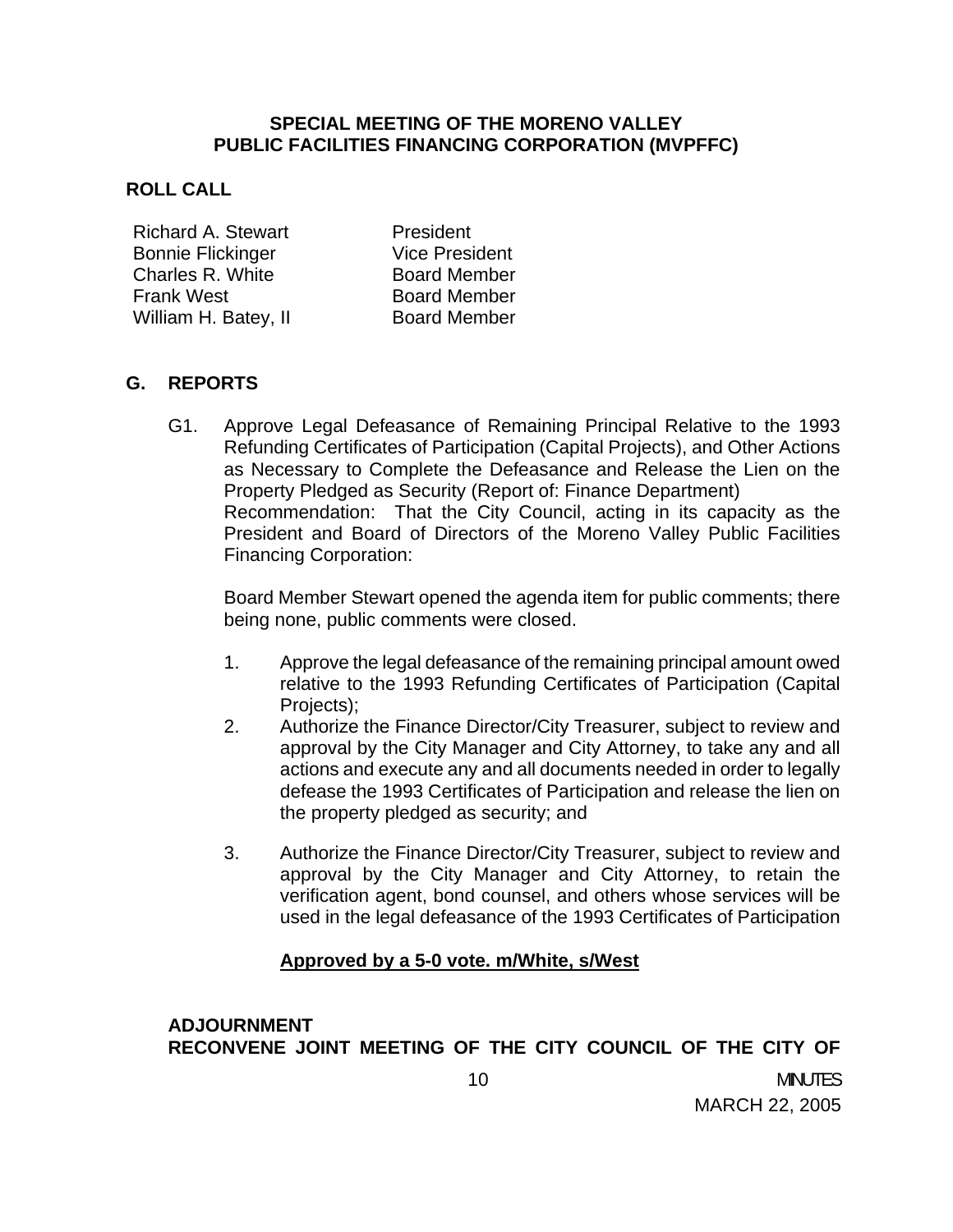**SPECIAL MEETING OF THE MORENO VALLEY PUBLIC FACILITIES FINANCING CORPORATION (MVPFFC)**

**ROLL CALL**

| | |
|---|---|
| Richard A. Stewart | President |
| Bonnie Flickinger | Vice President |
| Charles R. White | Board Member |
| Frank West | Board Member |
| William H. Batey, II | Board Member |

**G. REPORTS**

G1. Approve Legal Defeasance of Remaining Principal Relative to the 1993 Refunding Certificates of Participation (Capital Projects), and Other Actions as Necessary to Complete the Defeasance and Release the Lien on the Property Pledged as Security (Report of: Finance Department)
Recommendation: That the City Council, acting in its capacity as the President and Board of Directors of the Moreno Valley Public Facilities Financing Corporation:

Board Member Stewart opened the agenda item for public comments; there being none, public comments were closed.

1. Approve the legal defeasance of the remaining principal amount owed relative to the 1993 Refunding Certificates of Participation (Capital Projects);
2. Authorize the Finance Director/City Treasurer, subject to review and approval by the City Manager and City Attorney, to take any and all actions and execute any and all documents needed in order to legally defease the 1993 Certificates of Participation and release the lien on the property pledged as security; and
3. Authorize the Finance Director/City Treasurer, subject to review and approval by the City Manager and City Attorney, to retain the verification agent, bond counsel, and others whose services will be used in the legal defeasance of the 1993 Certificates of Participation

**Approved by a 5-0 vote. m/White, s/West**

**ADJOURNMENT**

**RECONVENE JOINT MEETING OF THE CITY COUNCIL OF THE CITY OF**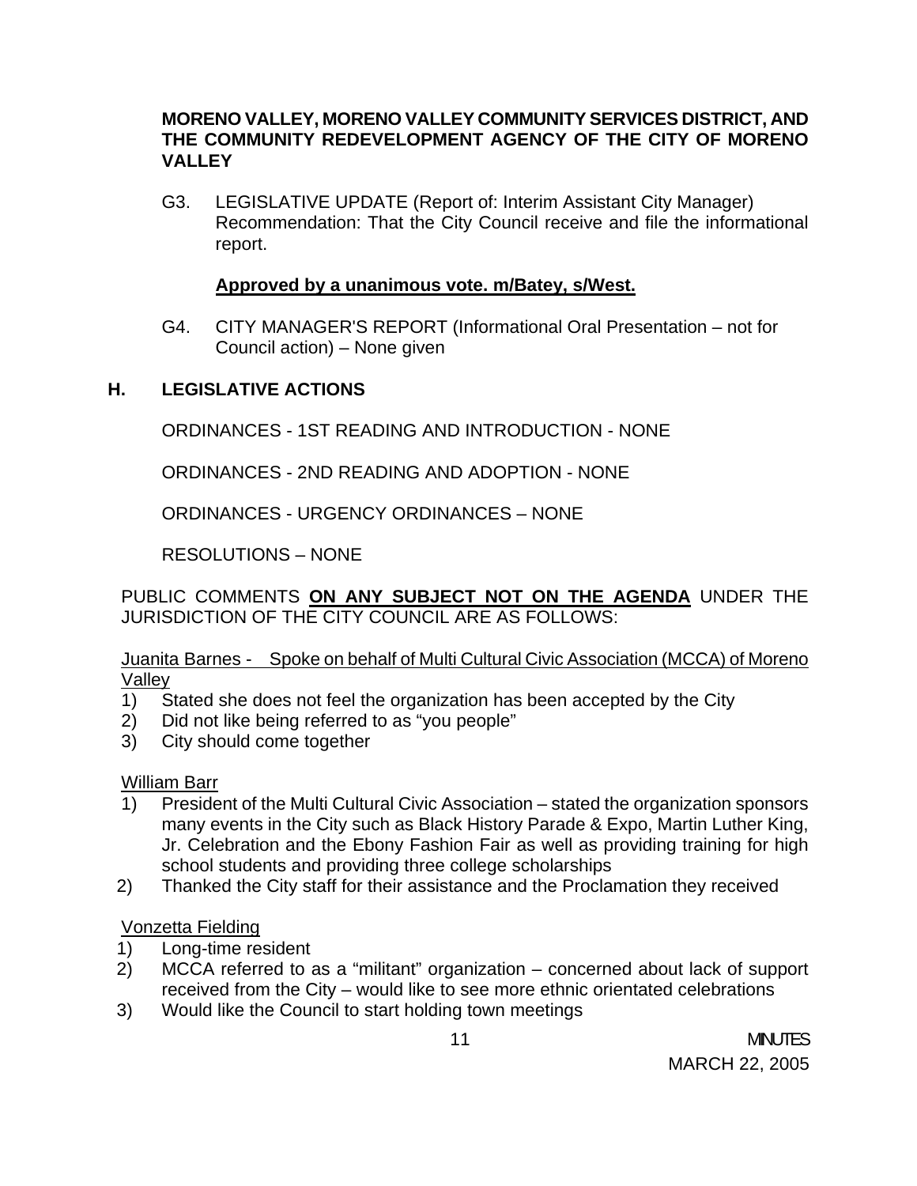**MORENO VALLEY, MORENO VALLEY COMMUNITY SERVICES DISTRICT, AND THE COMMUNITY REDEVELOPMENT AGENCY OF THE CITY OF MORENO VALLEY**

G3. LEGISLATIVE UPDATE (Report of: Interim Assistant City Manager) Recommendation: That the City Council receive and file the informational report.

**Approved by a unanimous vote. m/Batey, s/West.**

G4. CITY MANAGER'S REPORT (Informational Oral Presentation – not for Council action) – None given

## H. LEGISLATIVE ACTIONS

ORDINANCES - 1ST READING AND INTRODUCTION - NONE

ORDINANCES - 2ND READING AND ADOPTION - NONE

ORDINANCES - URGENCY ORDINANCES – NONE

RESOLUTIONS – NONE

PUBLIC COMMENTS **ON ANY SUBJECT NOT ON THE AGENDA** UNDER THE JURISDICTION OF THE CITY COUNCIL ARE AS FOLLOWS:

Juanita Barnes - Spoke on behalf of Multi Cultural Civic Association (MCCA) of Moreno Valley

1) Stated she does not feel the organization has been accepted by the City
2) Did not like being referred to as "you people"
3) City should come together

William Barr

1) President of the Multi Cultural Civic Association – stated the organization sponsors many events in the City such as Black History Parade & Expo, Martin Luther King, Jr. Celebration and the Ebony Fashion Fair as well as providing training for high school students and providing three college scholarships
2) Thanked the City staff for their assistance and the Proclamation they received

Vonzetta Fielding

1) Long-time resident
2) MCCA referred to as a "militant" organization – concerned about lack of support received from the City – would like to see more ethnic orientated celebrations
3) Would like the Council to start holding town meetings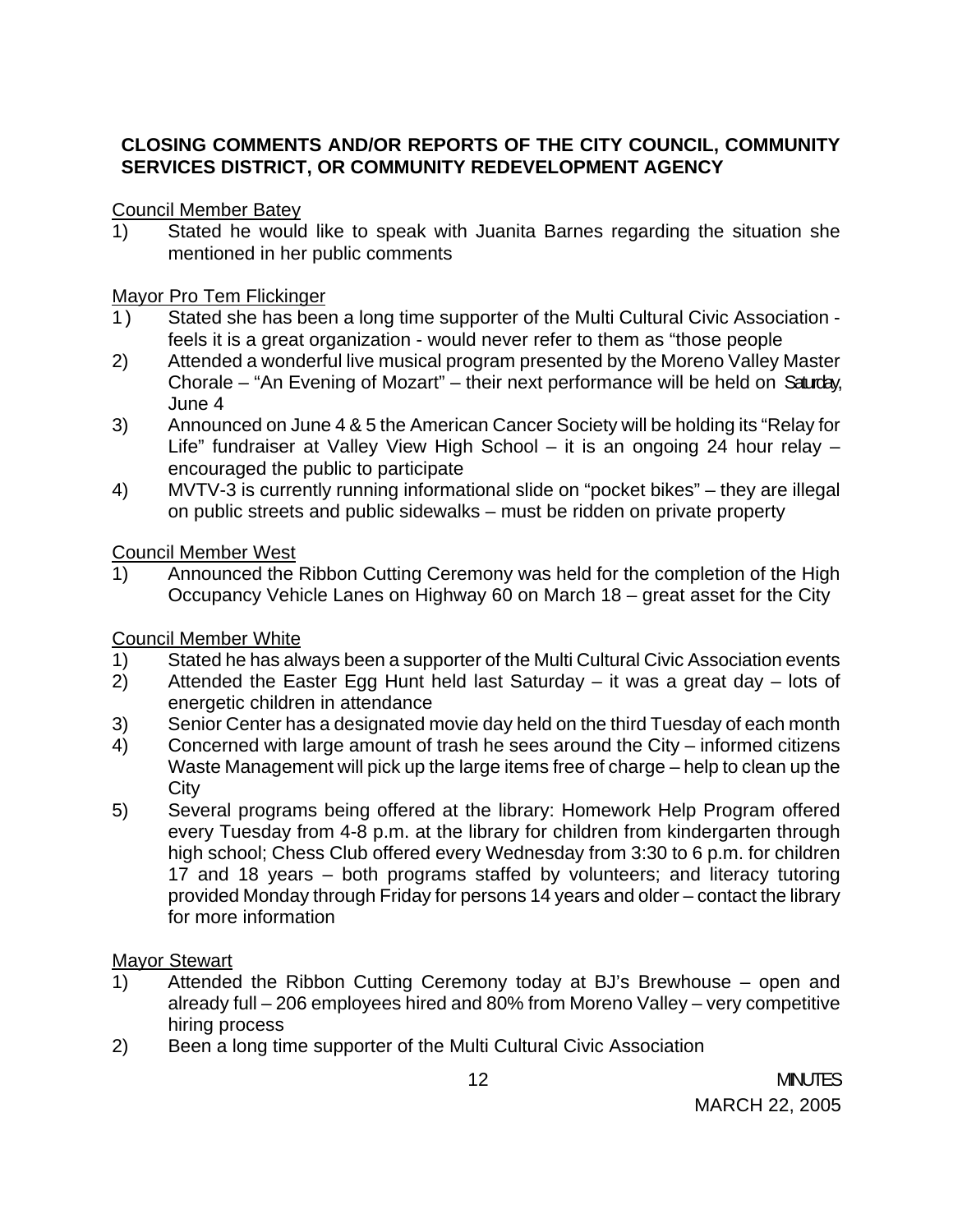**CLOSING COMMENTS AND/OR REPORTS OF THE CITY COUNCIL, COMMUNITY SERVICES DISTRICT, OR COMMUNITY REDEVELOPMENT AGENCY**

Council Member Batey

1) Stated he would like to speak with Juanita Barnes regarding the situation she mentioned in her public comments

Mayor Pro Tem Flickinger

1) Stated she has been a long time supporter of the Multi Cultural Civic Association - feels it is a great organization - would never refer to them as "those people
2) Attended a wonderful live musical program presented by the Moreno Valley Master Chorale – "An Evening of Mozart" – their next performance will be held on Saturday, June 4
3) Announced on June 4 & 5 the American Cancer Society will be holding its "Relay for Life" fundraiser at Valley View High School – it is an ongoing 24 hour relay – encouraged the public to participate
4) MVTV-3 is currently running informational slide on "pocket bikes" – they are illegal on public streets and public sidewalks – must be ridden on private property

Council Member West

1) Announced the Ribbon Cutting Ceremony was held for the completion of the High Occupancy Vehicle Lanes on Highway 60 on March 18 – great asset for the City

Council Member White

1) Stated he has always been a supporter of the Multi Cultural Civic Association events
2) Attended the Easter Egg Hunt held last Saturday – it was a great day – lots of energetic children in attendance
3) Senior Center has a designated movie day held on the third Tuesday of each month
4) Concerned with large amount of trash he sees around the City – informed citizens Waste Management will pick up the large items free of charge – help to clean up the City
5) Several programs being offered at the library: Homework Help Program offered every Tuesday from 4-8 p.m. at the library for children from kindergarten through high school; Chess Club offered every Wednesday from 3:30 to 6 p.m. for children 17 and 18 years – both programs staffed by volunteers; and literacy tutoring provided Monday through Friday for persons 14 years and older – contact the library for more information

Mayor Stewart

1) Attended the Ribbon Cutting Ceremony today at BJ's Brewhouse – open and already full – 206 employees hired and 80% from Moreno Valley – very competitive hiring process
2) Been a long time supporter of the Multi Cultural Civic Association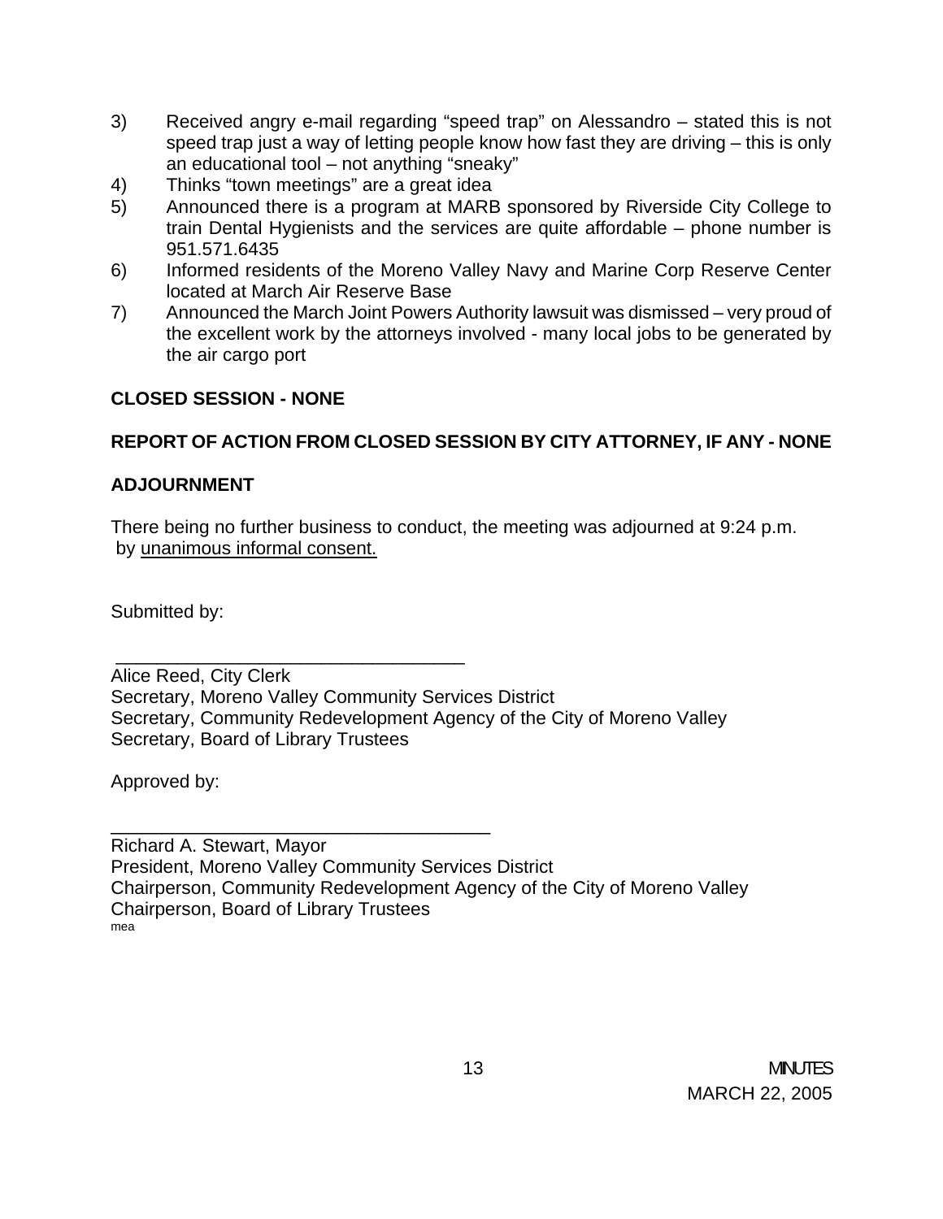3) Received angry e-mail regarding "speed trap" on Alessandro – stated this is not speed trap just a way of letting people know how fast they are driving – this is only an educational tool – not anything "sneaky"
4) Thinks "town meetings" are a great idea
5) Announced there is a program at MARB sponsored by Riverside City College to train Dental Hygienists and the services are quite affordable – phone number is 951.571.6435
6) Informed residents of the Moreno Valley Navy and Marine Corp Reserve Center located at March Air Reserve Base
7) Announced the March Joint Powers Authority lawsuit was dismissed – very proud of the excellent work by the attorneys involved - many local jobs to be generated by the air cargo port

**CLOSED SESSION - NONE**

**REPORT OF ACTION FROM CLOSED SESSION BY CITY ATTORNEY, IF ANY - NONE**

**ADJOURNMENT**

There being no further business to conduct, the meeting was adjourned at 9:24 p.m. by unanimous informal consent.

Submitted by:

\_\_\_\_\_\_\_\_\_\_\_\_\_\_\_\_\_\_\_\_\_\_\_\_\_\_\_\_\_\_\_\_\_\_\_

Alice Reed, City Clerk
Secretary, Moreno Valley Community Services District
Secretary, Community Redevelopment Agency of the City of Moreno Valley
Secretary, Board of Library Trustees

Approved by:

\_\_\_\_\_\_\_\_\_\_\_\_\_\_\_\_\_\_\_\_\_\_\_\_\_\_\_\_\_\_\_\_\_\_\_\_\_\_

Richard A. Stewart, Mayor
President, Moreno Valley Community Services District
Chairperson, Community Redevelopment Agency of the City of Moreno Valley
Chairperson, Board of Library Trustees
mea